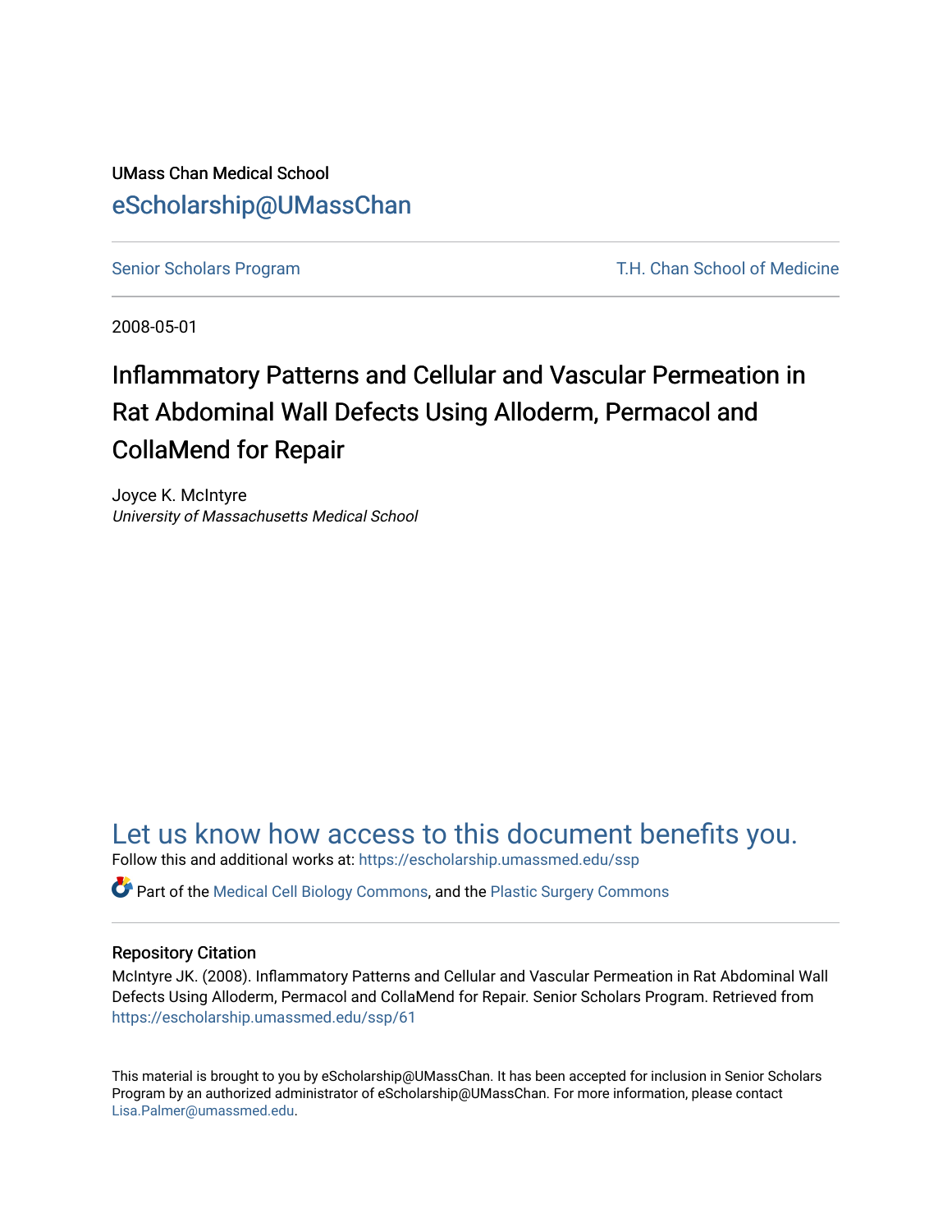UMass Chan Medical School

eScholarship@UMassChan

Senior Scholars Program | T.H. Chan School of Medicine

2008-05-01

# Inflammatory Patterns and Cellular and Vascular Permeation in Rat Abdominal Wall Defects Using Alloderm, Permacol and CollaMend for Repair

Joyce K. McIntyre

*University of Massachusetts Medical School*

Let us know how access to this document benefits you.

Follow this and additional works at: https://escholarship.umassmed.edu/ssp

Part of the Medical Cell Biology Commons, and the Plastic Surgery Commons

## Repository Citation

McIntyre JK. (2008). Inflammatory Patterns and Cellular and Vascular Permeation in Rat Abdominal Wall Defects Using Alloderm, Permacol and CollaMend for Repair. Senior Scholars Program. Retrieved from https://escholarship.umassmed.edu/ssp/61

This material is brought to you by eScholarship@UMassChan. It has been accepted for inclusion in Senior Scholars Program by an authorized administrator of eScholarship@UMassChan. For more information, please contact Lisa.Palmer@umassmed.edu.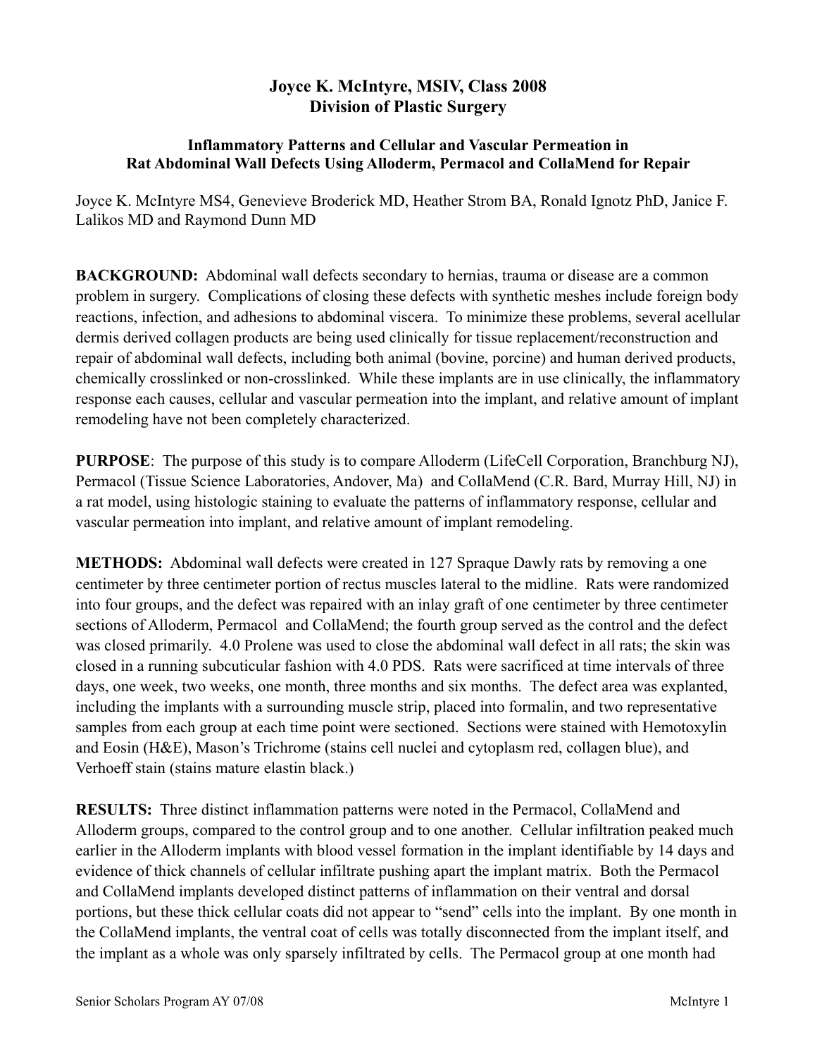**Joyce K. McIntyre, MSIV, Class 2008**
**Division of Plastic Surgery**

**Inflammatory Patterns and Cellular and Vascular Permeation in Rat Abdominal Wall Defects Using Alloderm, Permacol and CollaMend for Repair**

Joyce K. McIntyre MS4, Genevieve Broderick MD, Heather Strom BA, Ronald Ignotz PhD, Janice F. Lalikos MD and Raymond Dunn MD

**BACKGROUND:** Abdominal wall defects secondary to hernias, trauma or disease are a common problem in surgery. Complications of closing these defects with synthetic meshes include foreign body reactions, infection, and adhesions to abdominal viscera. To minimize these problems, several acellular dermis derived collagen products are being used clinically for tissue replacement/reconstruction and repair of abdominal wall defects, including both animal (bovine, porcine) and human derived products, chemically crosslinked or non-crosslinked. While these implants are in use clinically, the inflammatory response each causes, cellular and vascular permeation into the implant, and relative amount of implant remodeling have not been completely characterized.

**PURPOSE**: The purpose of this study is to compare Alloderm (LifeCell Corporation, Branchburg NJ), Permacol (Tissue Science Laboratories, Andover, Ma) and CollaMend (C.R. Bard, Murray Hill, NJ) in a rat model, using histologic staining to evaluate the patterns of inflammatory response, cellular and vascular permeation into implant, and relative amount of implant remodeling.

**METHODS:** Abdominal wall defects were created in 127 Spraque Dawly rats by removing a one centimeter by three centimeter portion of rectus muscles lateral to the midline. Rats were randomized into four groups, and the defect was repaired with an inlay graft of one centimeter by three centimeter sections of Alloderm, Permacol and CollaMend; the fourth group served as the control and the defect was closed primarily. 4.0 Prolene was used to close the abdominal wall defect in all rats; the skin was closed in a running subcuticular fashion with 4.0 PDS. Rats were sacrificed at time intervals of three days, one week, two weeks, one month, three months and six months. The defect area was explanted, including the implants with a surrounding muscle strip, placed into formalin, and two representative samples from each group at each time point were sectioned. Sections were stained with Hemotoxylin and Eosin (H&E), Mason's Trichrome (stains cell nuclei and cytoplasm red, collagen blue), and Verhoeff stain (stains mature elastin black.)

**RESULTS:** Three distinct inflammation patterns were noted in the Permacol, CollaMend and Alloderm groups, compared to the control group and to one another. Cellular infiltration peaked much earlier in the Alloderm implants with blood vessel formation in the implant identifiable by 14 days and evidence of thick channels of cellular infiltrate pushing apart the implant matrix. Both the Permacol and CollaMend implants developed distinct patterns of inflammation on their ventral and dorsal portions, but these thick cellular coats did not appear to "send" cells into the implant. By one month in the CollaMend implants, the ventral coat of cells was totally disconnected from the implant itself, and the implant as a whole was only sparsely infiltrated by cells. The Permacol group at one month had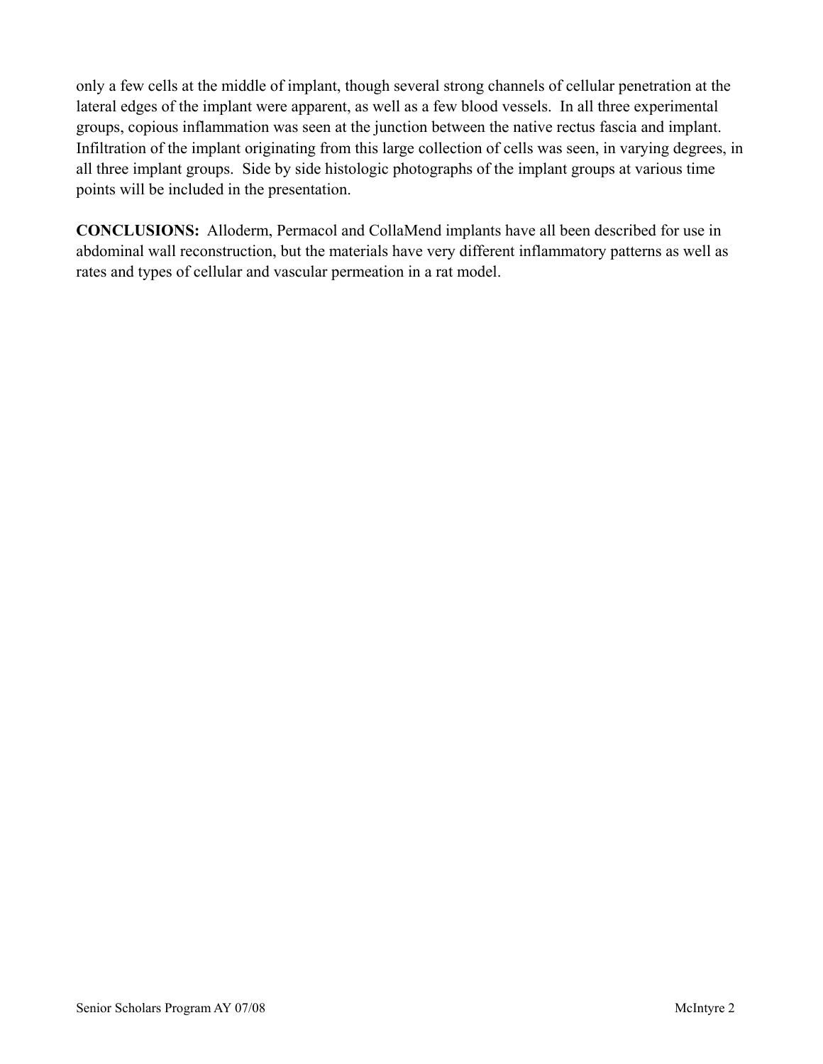only a few cells at the middle of implant, though several strong channels of cellular penetration at the lateral edges of the implant were apparent, as well as a few blood vessels. In all three experimental groups, copious inflammation was seen at the junction between the native rectus fascia and implant. Infiltration of the implant originating from this large collection of cells was seen, in varying degrees, in all three implant groups. Side by side histologic photographs of the implant groups at various time points will be included in the presentation.

**CONCLUSIONS:** Alloderm, Permacol and CollaMend implants have all been described for use in abdominal wall reconstruction, but the materials have very different inflammatory patterns as well as rates and types of cellular and vascular permeation in a rat model.